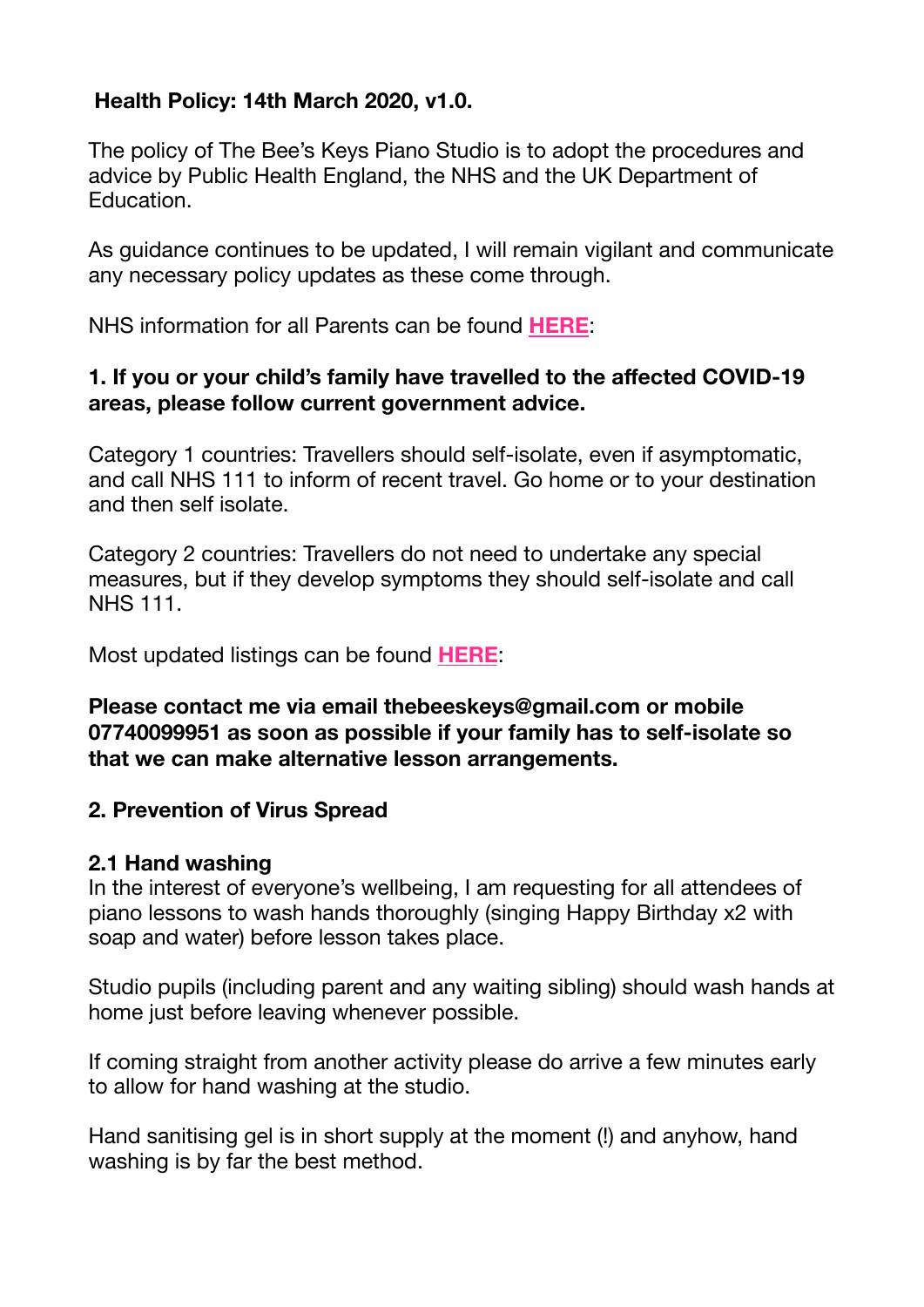**Health Policy: 14th March 2020, v1.0.**

The policy of The Bee's Keys Piano Studio is to adopt the procedures and advice by Public Health England, the NHS and the UK Department of Education.

As guidance continues to be updated, I will remain vigilant and communicate any necessary policy updates as these come through.

NHS information for all Parents can be found **HERE**:

**1. If you or your child's family have travelled to the affected COVID-19 areas, please follow current government advice.**

Category 1 countries: Travellers should self-isolate, even if asymptomatic, and call NHS 111 to inform of recent travel. Go home or to your destination and then self isolate.

Category 2 countries: Travellers do not need to undertake any special measures, but if they develop symptoms they should self-isolate and call NHS 111.

Most updated listings can be found **HERE**:

**Please contact me via email thebeeskeys@gmail.com or mobile 07740099951 as soon as possible if your family has to self-isolate so that we can make alternative lesson arrangements.**

**2. Prevention of Virus Spread**

**2.1 Hand washing**

In the interest of everyone's wellbeing, I am requesting for all attendees of piano lessons to wash hands thoroughly (singing Happy Birthday x2 with soap and water) before lesson takes place.

Studio pupils (including parent and any waiting sibling) should wash hands at home just before leaving whenever possible.

If coming straight from another activity please do arrive a few minutes early to allow for hand washing at the studio.

Hand sanitising gel is in short supply at the moment (!) and anyhow, hand washing is by far the best method.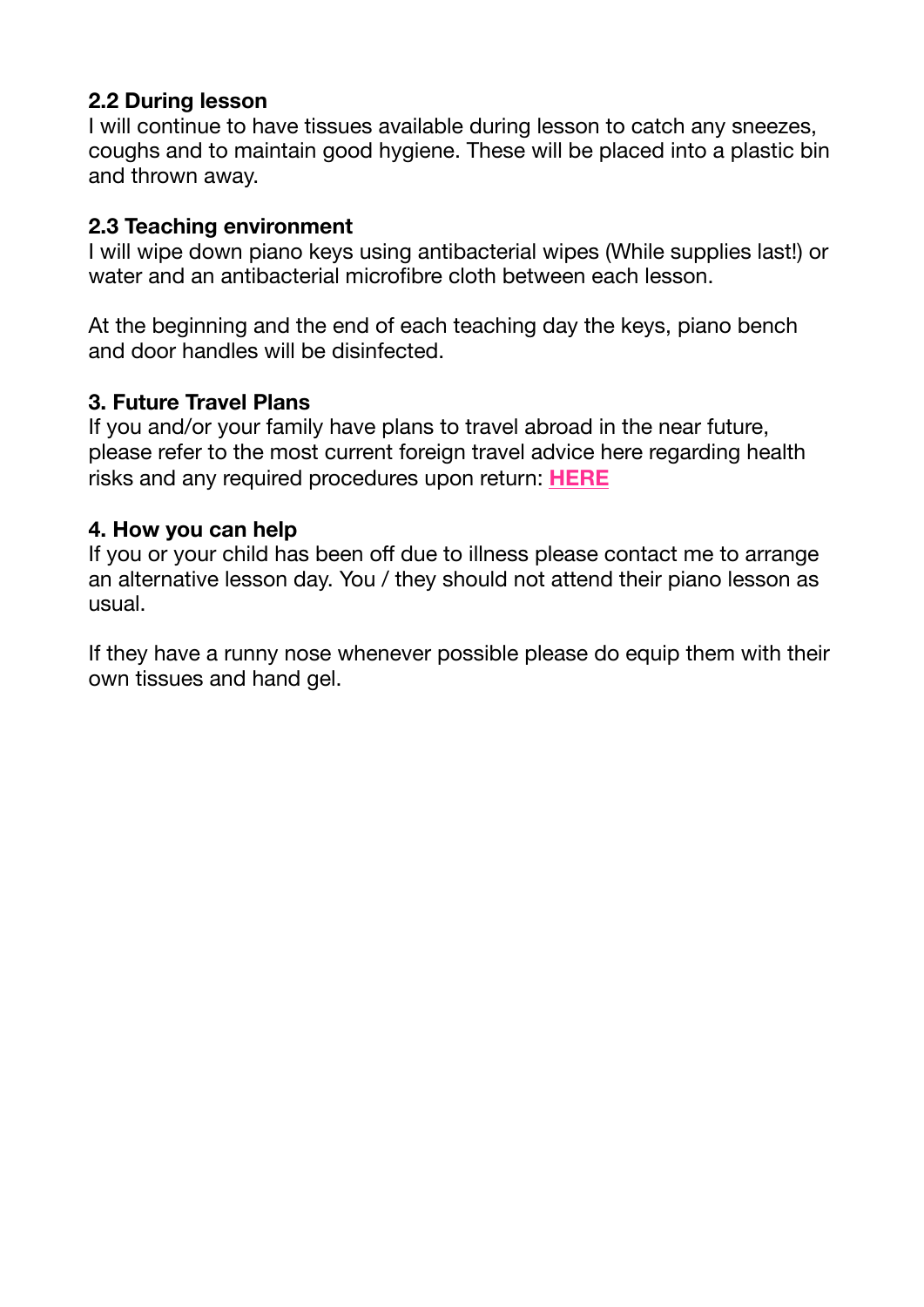**2.2 During lesson**

I will continue to have tissues available during lesson to catch any sneezes, coughs and to maintain good hygiene. These will be placed into a plastic bin and thrown away.

**2.3 Teaching environment**

I will wipe down piano keys using antibacterial wipes (While supplies last!) or water and an antibacterial microfibre cloth between each lesson.

At the beginning and the end of each teaching day the keys, piano bench and door handles will be disinfected.

**3. Future Travel Plans**

If you and/or your family have plans to travel abroad in the near future, please refer to the most current foreign travel advice here regarding health risks and any required procedures upon return: **HERE**

**4. How you can help**

If you or your child has been off due to illness please contact me to arrange an alternative lesson day. You / they should not attend their piano lesson as usual.

If they have a runny nose whenever possible please do equip them with their own tissues and hand gel.